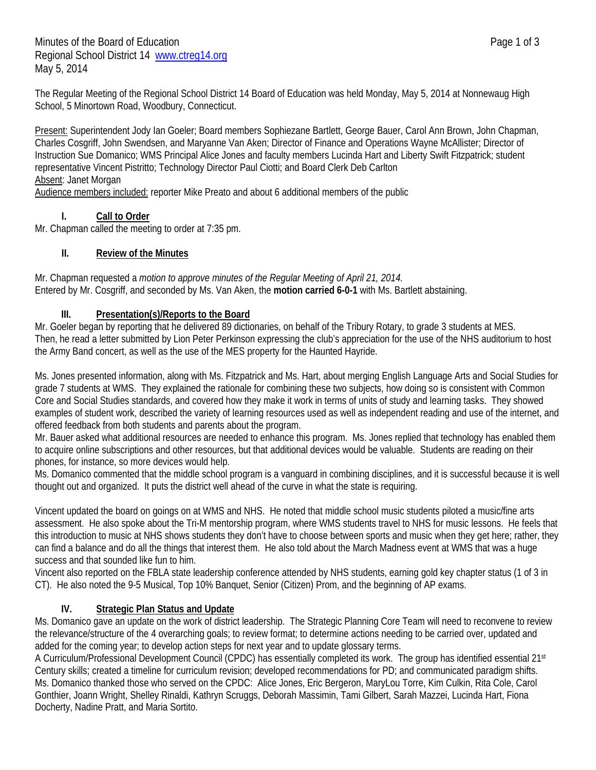Minutes of the Board of Education
Regional School District 14 [www.ctreg14.org](http://www.ctreg14.org)
May 5, 2014

The Regular Meeting of the Regional School District 14 Board of Education was held Monday, May 5, 2014 at Nonnewaug High School, 5 Minortown Road, Woodbury, Connecticut.

Present: Superintendent Jody Ian Goeler; Board members Sophiezane Bartlett, George Bauer, Carol Ann Brown, John Chapman, Charles Cosgriff, John Swendsen, and Maryanne Van Aken; Director of Finance and Operations Wayne McAllister; Director of Instruction Sue Domanico; WMS Principal Alice Jones and faculty members Lucinda Hart and Liberty Swift Fitzpatrick; student representative Vincent Pistritto; Technology Director Paul Ciotti; and Board Clerk Deb Carlton
Absent: Janet Morgan
Audience members included: reporter Mike Preato and about 6 additional members of the public

## I. Call to Order

Mr. Chapman called the meeting to order at 7:35 pm.

## II. Review of the Minutes

Mr. Chapman requested a *motion to approve minutes of the Regular Meeting of April 21, 2014.*
Entered by Mr. Cosgriff, and seconded by Ms. Van Aken, the **motion carried 6-0-1** with Ms. Bartlett abstaining.

## III. Presentation(s)/Reports to the Board

Mr. Goeler began by reporting that he delivered 89 dictionaries, on behalf of the Tribury Rotary, to grade 3 students at MES.
Then, he read a letter submitted by Lion Peter Perkinson expressing the club's appreciation for the use of the NHS auditorium to host the Army Band concert, as well as the use of the MES property for the Haunted Hayride.

Ms. Jones presented information, along with Ms. Fitzpatrick and Ms. Hart, about merging English Language Arts and Social Studies for grade 7 students at WMS. They explained the rationale for combining these two subjects, how doing so is consistent with Common Core and Social Studies standards, and covered how they make it work in terms of units of study and learning tasks. They showed examples of student work, described the variety of learning resources used as well as independent reading and use of the internet, and offered feedback from both students and parents about the program.
Mr. Bauer asked what additional resources are needed to enhance this program. Ms. Jones replied that technology has enabled them to acquire online subscriptions and other resources, but that additional devices would be valuable. Students are reading on their phones, for instance, so more devices would help.
Ms. Domanico commented that the middle school program is a vanguard in combining disciplines, and it is successful because it is well thought out and organized. It puts the district well ahead of the curve in what the state is requiring.

Vincent updated the board on goings on at WMS and NHS. He noted that middle school music students piloted a music/fine arts assessment. He also spoke about the Tri-M mentorship program, where WMS students travel to NHS for music lessons. He feels that this introduction to music at NHS shows students they don't have to choose between sports and music when they get here; rather, they can find a balance and do all the things that interest them. He also told about the March Madness event at WMS that was a huge success and that sounded like fun to him.
Vincent also reported on the FBLA state leadership conference attended by NHS students, earning gold key chapter status (1 of 3 in CT). He also noted the 9-5 Musical, Top 10% Banquet, Senior (Citizen) Prom, and the beginning of AP exams.

## IV. Strategic Plan Status and Update

Ms. Domanico gave an update on the work of district leadership. The Strategic Planning Core Team will need to reconvene to review the relevance/structure of the 4 overarching goals; to review format; to determine actions needing to be carried over, updated and added for the coming year; to develop action steps for next year and to update glossary terms.
A Curriculum/Professional Development Council (CPDC) has essentially completed its work. The group has identified essential 21st Century skills; created a timeline for curriculum revision; developed recommendations for PD; and communicated paradigm shifts.
Ms. Domanico thanked those who served on the CPDC: Alice Jones, Eric Bergeron, MaryLou Torre, Kim Culkin, Rita Cole, Carol Gonthier, Joann Wright, Shelley Rinaldi, Kathryn Scruggs, Deborah Massimin, Tami Gilbert, Sarah Mazzei, Lucinda Hart, Fiona Docherty, Nadine Pratt, and Maria Sortito.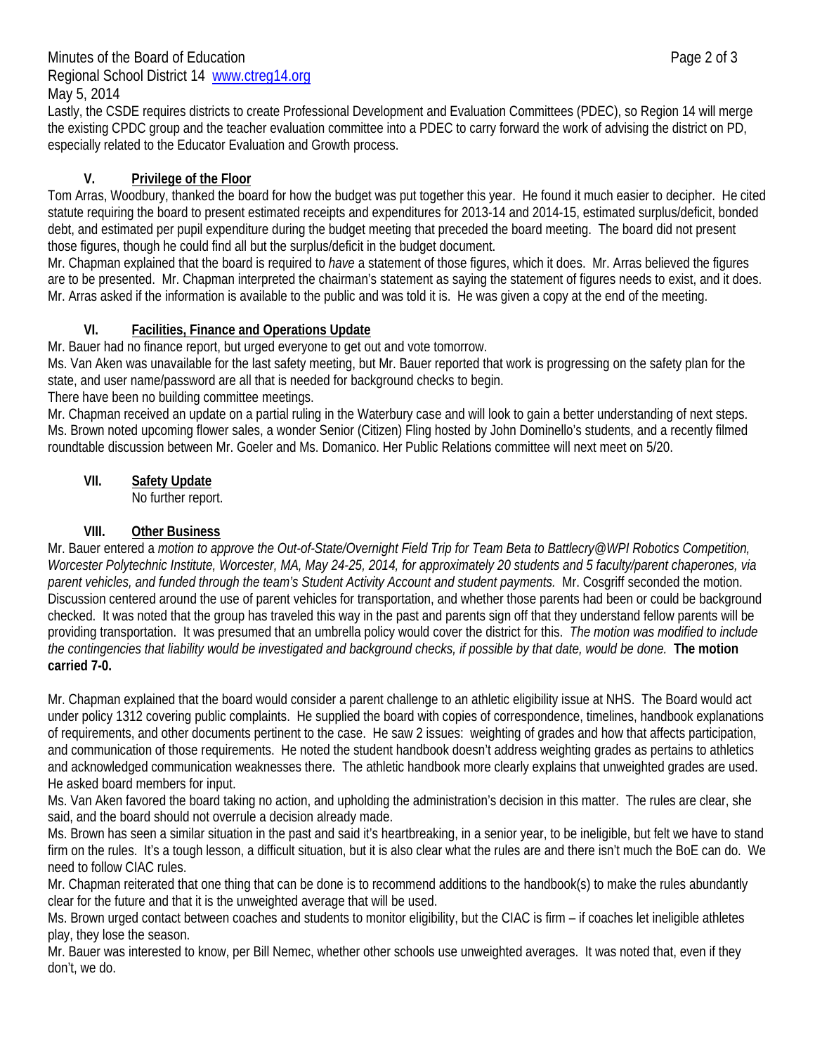Lastly, the CSDE requires districts to create Professional Development and Evaluation Committees (PDEC), so Region 14 will merge the existing CPDC group and the teacher evaluation committee into a PDEC to carry forward the work of advising the district on PD, especially related to the Educator Evaluation and Growth process.

## V. Privilege of the Floor

Tom Arras, Woodbury, thanked the board for how the budget was put together this year. He found it much easier to decipher. He cited statute requiring the board to present estimated receipts and expenditures for 2013-14 and 2014-15, estimated surplus/deficit, bonded debt, and estimated per pupil expenditure during the budget meeting that preceded the board meeting. The board did not present those figures, though he could find all but the surplus/deficit in the budget document.

Mr. Chapman explained that the board is required to *have* a statement of those figures, which it does. Mr. Arras believed the figures are to be presented. Mr. Chapman interpreted the chairman's statement as saying the statement of figures needs to exist, and it does. Mr. Arras asked if the information is available to the public and was told it is. He was given a copy at the end of the meeting.

## VI. Facilities, Finance and Operations Update

Mr. Bauer had no finance report, but urged everyone to get out and vote tomorrow.

Ms. Van Aken was unavailable for the last safety meeting, but Mr. Bauer reported that work is progressing on the safety plan for the state, and user name/password are all that is needed for background checks to begin.

There have been no building committee meetings.

Mr. Chapman received an update on a partial ruling in the Waterbury case and will look to gain a better understanding of next steps.

Ms. Brown noted upcoming flower sales, a wonder Senior (Citizen) Fling hosted by John Dominello's students, and a recently filmed roundtable discussion between Mr. Goeler and Ms. Domanico. Her Public Relations committee will next meet on 5/20.

## VII. Safety Update

No further report.

## VIII. Other Business

Mr. Bauer entered a *motion to approve the Out-of-State/Overnight Field Trip for Team Beta to Battlecry@WPI Robotics Competition, Worcester Polytechnic Institute, Worcester, MA, May 24-25, 2014, for approximately 20 students and 5 faculty/parent chaperones, via parent vehicles, and funded through the team's Student Activity Account and student payments.* Mr. Cosgriff seconded the motion. Discussion centered around the use of parent vehicles for transportation, and whether those parents had been or could be background checked. It was noted that the group has traveled this way in the past and parents sign off that they understand fellow parents will be providing transportation. It was presumed that an umbrella policy would cover the district for this. *The motion was modified to include the contingencies that liability would be investigated and background checks, if possible by that date, would be done.* **The motion carried 7-0.**

Mr. Chapman explained that the board would consider a parent challenge to an athletic eligibility issue at NHS. The Board would act under policy 1312 covering public complaints. He supplied the board with copies of correspondence, timelines, handbook explanations of requirements, and other documents pertinent to the case. He saw 2 issues: weighting of grades and how that affects participation, and communication of those requirements. He noted the student handbook doesn't address weighting grades as pertains to athletics and acknowledged communication weaknesses there. The athletic handbook more clearly explains that unweighted grades are used. He asked board members for input.

Ms. Van Aken favored the board taking no action, and upholding the administration's decision in this matter. The rules are clear, she said, and the board should not overrule a decision already made.

Ms. Brown has seen a similar situation in the past and said it's heartbreaking, in a senior year, to be ineligible, but felt we have to stand firm on the rules. It's a tough lesson, a difficult situation, but it is also clear what the rules are and there isn't much the BoE can do. We need to follow CIAC rules.

Mr. Chapman reiterated that one thing that can be done is to recommend additions to the handbook(s) to make the rules abundantly clear for the future and that it is the unweighted average that will be used.

Ms. Brown urged contact between coaches and students to monitor eligibility, but the CIAC is firm – if coaches let ineligible athletes play, they lose the season.

Mr. Bauer was interested to know, per Bill Nemec, whether other schools use unweighted averages. It was noted that, even if they don't, we do.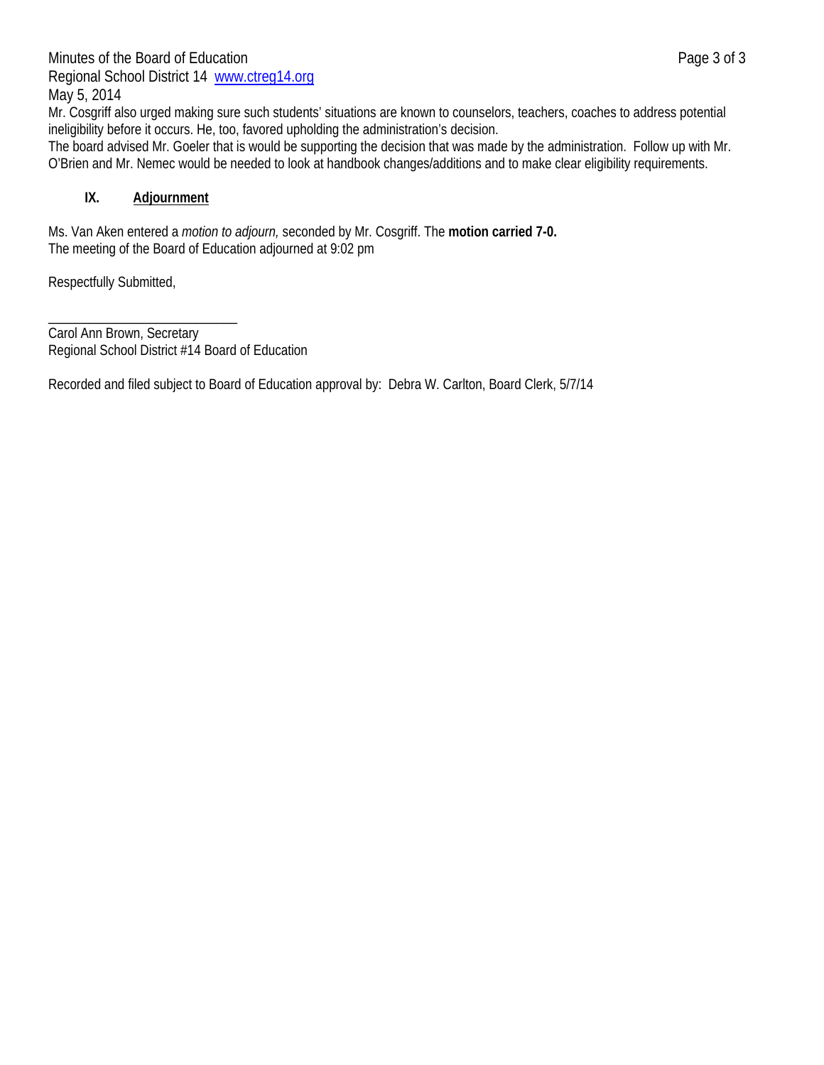Mr. Cosgriff also urged making sure such students' situations are known to counselors, teachers, coaches to address potential ineligibility before it occurs. He, too, favored upholding the administration's decision.
The board advised Mr. Goeler that is would be supporting the decision that was made by the administration. Follow up with Mr. O'Brien and Mr. Nemec would be needed to look at handbook changes/additions and to make clear eligibility requirements.

## IX. Adjournment

Ms. Van Aken entered a *motion to adjourn,* seconded by Mr. Cosgriff. The **motion carried 7-0.**
The meeting of the Board of Education adjourned at 9:02 pm

Respectfully Submitted,

\_\_\_\_\_\_\_\_\_\_\_\_\_\_\_\_\_\_\_\_\_\_\_\_\_\_\_\_
Carol Ann Brown, Secretary
Regional School District #14 Board of Education

Recorded and filed subject to Board of Education approval by: Debra W. Carlton, Board Clerk, 5/7/14